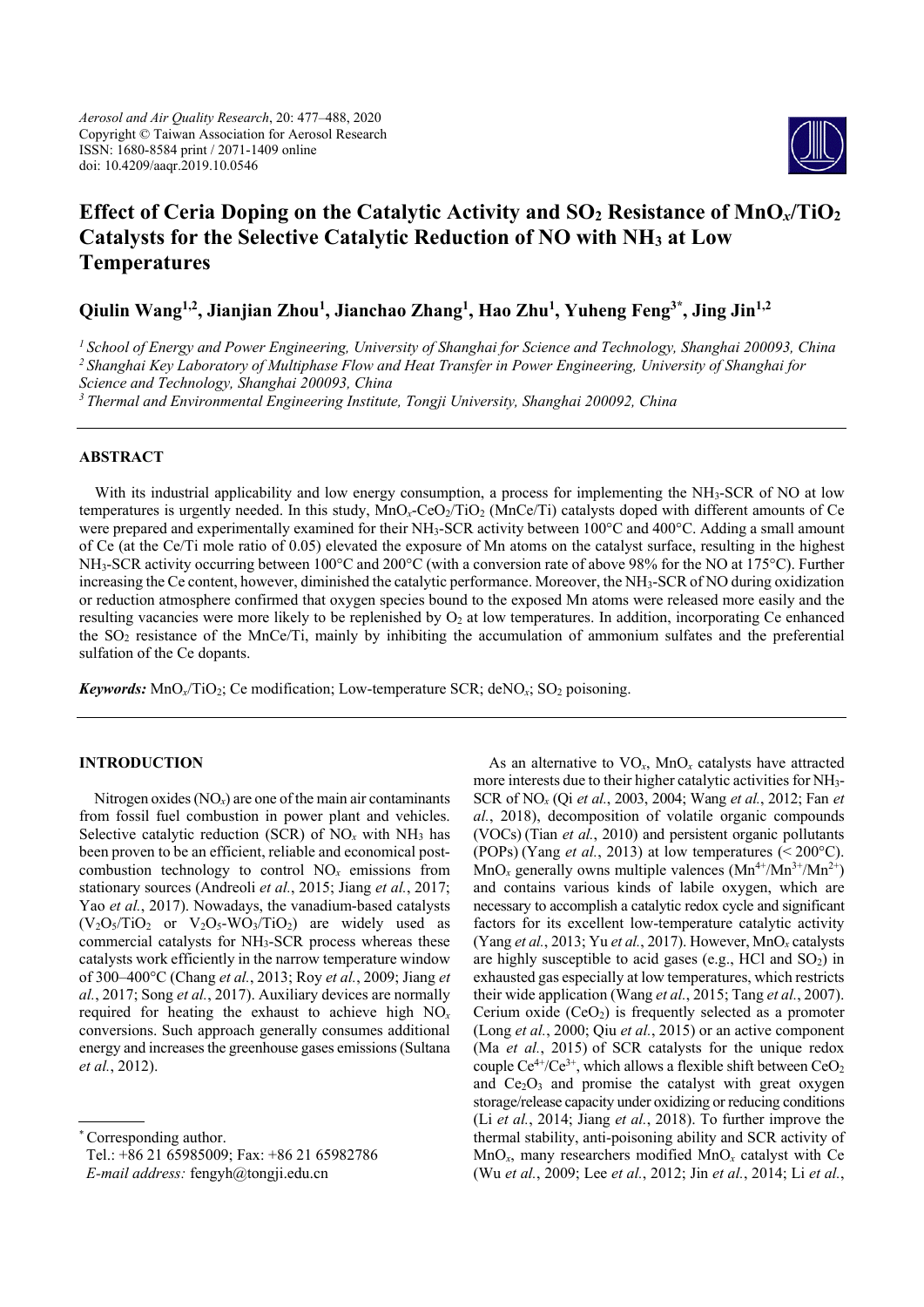*Aerosol and Air Quality Research*, 20: 477–488, 2020
Copyright © Taiwan Association for Aerosol Research
ISSN: 1680-8584 print / 2071-1409 online
doi: 10.4209/aaqr.2019.10.0546

# Effect of Ceria Doping on the Catalytic Activity and $SO_2$ Resistance of $MnO_x/TiO_2$ Catalysts for the Selective Catalytic Reduction of NO with $NH_3$ at Low Temperatures

**Qiulin Wang[1,2], Jianjian Zhou[1], Jianchao Zhang[1], Hao Zhu[1], Yuheng Feng[3*], Jing Jin[1,2]**

[1] *School of Energy and Power Engineering, University of Shanghai for Science and Technology, Shanghai 200093, China*
[2] *Shanghai Key Laboratory of Multiphase Flow and Heat Transfer in Power Engineering, University of Shanghai for Science and Technology, Shanghai 200093, China*
[3] *Thermal and Environmental Engineering Institute, Tongji University, Shanghai 200092, China*

## ABSTRACT

With its industrial applicability and low energy consumption, a process for implementing the $NH_3$-SCR of NO at low temperatures is urgently needed. In this study, $MnO_x$-$CeO_2/TiO_2$ (MnCe/Ti) catalysts doped with different amounts of Ce were prepared and experimentally examined for their $NH_3$-SCR activity between 100°C and 400°C. Adding a small amount of Ce (at the Ce/Ti mole ratio of 0.05) elevated the exposure of Mn atoms on the catalyst surface, resulting in the highest $NH_3$-SCR activity occurring between 100°C and 200°C (with a conversion rate of above 98% for the NO at 175°C). Further increasing the Ce content, however, diminished the catalytic performance. Moreover, the $NH_3$-SCR of NO during oxidization or reduction atmosphere confirmed that oxygen species bound to the exposed Mn atoms were released more easily and the resulting vacancies were more likely to be replenished by $O_2$ at low temperatures. In addition, incorporating Ce enhanced the $SO_2$ resistance of the MnCe/Ti, mainly by inhibiting the accumulation of ammonium sulfates and the preferential sulfation of the Ce dopants.

***Keywords:*** $MnO_x/TiO_2$; Ce modification; Low-temperature SCR; de$NO_x$; $SO_2$ poisoning.

## INTRODUCTION

Nitrogen oxides ($NO_x$) are one of the main air contaminants from fossil fuel combustion in power plant and vehicles. Selective catalytic reduction (SCR) of $NO_x$ with $NH_3$ has been proven to be an efficient, reliable and economical post-combustion technology to control $NO_x$ emissions from stationary sources (Andreoli *et al.*, 2015; Jiang *et al.*, 2017; Yao *et al.*, 2017). Nowadays, the vanadium-based catalysts ($V_2O_5/TiO_2$ or $V_2O_5$-$WO_3/TiO_2$) are widely used as commercial catalysts for $NH_3$-SCR process whereas these catalysts work efficiently in the narrow temperature window of 300–400°C (Chang *et al.*, 2013; Roy *et al.*, 2009; Jiang *et al.*, 2017; Song *et al.*, 2017). Auxiliary devices are normally required for heating the exhaust to achieve high $NO_x$ conversions. Such approach generally consumes additional energy and increases the greenhouse gases emissions (Sultana *et al.*, 2012).

As an alternative to $VO_x$, $MnO_x$ catalysts have attracted more interests due to their higher catalytic activities for $NH_3$-SCR of $NO_x$ (Qi *et al.*, 2003, 2004; Wang *et al.*, 2012; Fan *et al.*, 2018), decomposition of volatile organic compounds (VOCs) (Tian *et al.*, 2010) and persistent organic pollutants (POPs) (Yang *et al.*, 2013) at low temperatures (< 200°C). $MnO_x$ generally owns multiple valences ($Mn^{4+}/Mn^{3+}/Mn^{2+}$) and contains various kinds of labile oxygen, which are necessary to accomplish a catalytic redox cycle and significant factors for its excellent low-temperature catalytic activity (Yang *et al.*, 2013; Yu *et al.*, 2017). However, $MnO_x$ catalysts are highly susceptible to acid gases (e.g., HCl and $SO_2$) in exhausted gas especially at low temperatures, which restricts their wide application (Wang *et al.*, 2015; Tang *et al.*, 2007). Cerium oxide ($CeO_2$) is frequently selected as a promoter (Long *et al.*, 2000; Qiu *et al.*, 2015) or an active component (Ma *et al.*, 2015) of SCR catalysts for the unique redox couple $Ce^{4+}/Ce^{3+}$, which allows a flexible shift between $CeO_2$ and $Ce_2O_3$ and promise the catalyst with great oxygen storage/release capacity under oxidizing or reducing conditions (Li *et al.*, 2014; Jiang *et al.*, 2018). To further improve the thermal stability, anti-poisoning ability and SCR activity of $MnO_x$, many researchers modified $MnO_x$ catalyst with Ce (Wu *et al.*, 2009; Lee *et al.*, 2012; Jin *et al.*, 2014; Li *et al.*,

---

\* Corresponding author.
Tel.: +86 21 65985009; Fax: +86 21 65982786
*E-mail address:* fengyh@tongji.edu.cn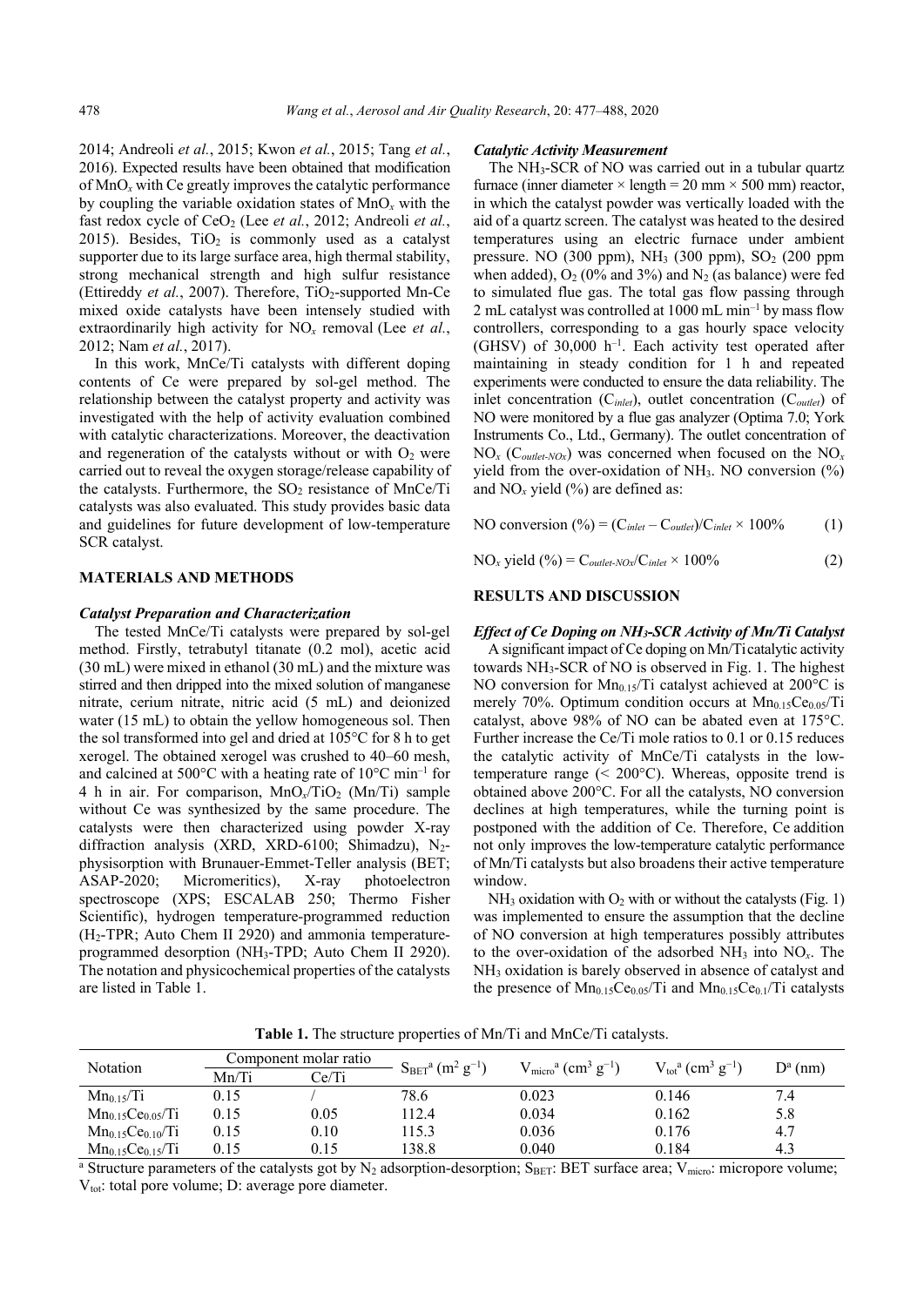2014; Andreoli *et al.*, 2015; Kwon *et al.*, 2015; Tang *et al.*, 2016). Expected results have been obtained that modification of $MnO_x$ with Ce greatly improves the catalytic performance by coupling the variable oxidation states of $MnO_x$ with the fast redox cycle of $CeO_2$ (Lee *et al.*, 2012; Andreoli *et al.*, 2015). Besides, $TiO_2$ is commonly used as a catalyst supporter due to its large surface area, high thermal stability, strong mechanical strength and high sulfur resistance (Ettireddy *et al.*, 2007). Therefore, $TiO_2$-supported Mn-Ce mixed oxide catalysts have been intensely studied with extraordinarily high activity for $NO_x$ removal (Lee *et al.*, 2012; Nam *et al.*, 2017).

In this work, MnCe/Ti catalysts with different doping contents of Ce were prepared by sol-gel method. The relationship between the catalyst property and activity was investigated with the help of activity evaluation combined with catalytic characterizations. Moreover, the deactivation and regeneration of the catalysts without or with $O_2$ were carried out to reveal the oxygen storage/release capability of the catalysts. Furthermore, the $SO_2$ resistance of MnCe/Ti catalysts was also evaluated. This study provides basic data and guidelines for future development of low-temperature SCR catalyst.

## MATERIALS AND METHODS

### *Catalyst Preparation and Characterization*

The tested MnCe/Ti catalysts were prepared by sol-gel method. Firstly, tetrabutyl titanate (0.2 mol), acetic acid (30 mL) were mixed in ethanol (30 mL) and the mixture was stirred and then dripped into the mixed solution of manganese nitrate, cerium nitrate, nitric acid (5 mL) and deionized water (15 mL) to obtain the yellow homogeneous sol. Then the sol transformed into gel and dried at 105°C for 8 h to get xerogel. The obtained xerogel was crushed to 40–60 mesh, and calcined at 500°C with a heating rate of 10°C $min^{-1}$ for 4 h in air. For comparison, $MnO_x/TiO_2$ (Mn/Ti) sample without Ce was synthesized by the same procedure. The catalysts were then characterized using powder X-ray diffraction analysis (XRD, XRD-6100; Shimadzu), $N_2$-physisorption with Brunauer-Emmett-Teller analysis (BET; ASAP-2020; Micromeritics), X-ray photoelectron spectroscope (XPS; ESCALAB 250; Thermo Fisher Scientific), hydrogen temperature-programmed reduction ($H_2$-TPR; Auto Chem II 2920) and ammonia temperature-programmed desorption ($NH_3$-TPD; Auto Chem II 2920). The notation and physicochemical properties of the catalysts are listed in Table 1.

### *Catalytic Activity Measurement*

The $NH_3$-SCR of NO was carried out in a tubular quartz furnace (inner diameter × length = 20 mm × 500 mm) reactor, in which the catalyst powder was vertically loaded with the aid of a quartz screen. The catalyst was heated to the desired temperatures using an electric furnace under ambient pressure. NO (300 ppm), $NH_3$ (300 ppm), $SO_2$ (200 ppm when added), $O_2$ (0% and 3%) and $N_2$ (as balance) were fed to simulated flue gas. The total gas flow passing through 2 mL catalyst was controlled at 1000 mL $min^{-1}$ by mass flow controllers, corresponding to a gas hourly space velocity (GHSV) of 30,000 $h^{-1}$. Each activity test operated after maintaining in steady condition for 1 h and repeated experiments were conducted to ensure the data reliability. The inlet concentration ($C_{inlet}$), outlet concentration ($C_{outlet}$) of NO were monitored by a flue gas analyzer (Optima 7.0; York Instruments Co., Ltd., Germany). The outlet concentration of $NO_x$ ($C_{outlet\text{-}NOx}$) was concerned when focused on the $NO_x$ yield from the over-oxidation of $NH_3$. NO conversion (%) and $NO_x$ yield (%) are defined as:

$$\text{NO conversion (\%)} = (C_{inlet} - C_{outlet})/C_{inlet} \times 100\% \quad (1)$$

$$NO_x \text{ yield (\%)} = C_{outlet\text{-}NOx}/C_{inlet} \times 100\% \quad (2)$$

## RESULTS AND DISCUSSION

### *Effect of Ce Doping on $NH_3$-SCR Activity of Mn/Ti Catalyst*

A significant impact of Ce doping on Mn/Ti catalytic activity towards $NH_3$-SCR of NO is observed in Fig. 1. The highest NO conversion for $Mn_{0.15}/Ti$ catalyst achieved at 200°C is merely 70%. Optimum condition occurs at $Mn_{0.15}Ce_{0.05}/Ti$ catalyst, above 98% of NO can be abated even at 175°C. Further increase the Ce/Ti mole ratios to 0.1 or 0.15 reduces the catalytic activity of MnCe/Ti catalysts in the low-temperature range (< 200°C). Whereas, opposite trend is obtained above 200°C. For all the catalysts, NO conversion declines at high temperatures, while the turning point is postponed with the addition of Ce. Therefore, Ce addition not only improves the low-temperature catalytic performance of Mn/Ti catalysts but also broadens their active temperature window.

$NH_3$ oxidation with $O_2$ with or without the catalysts (Fig. 1) was implemented to ensure the assumption that the decline of NO conversion at high temperatures possibly attributes to the over-oxidation of the adsorbed $NH_3$ into $NO_x$. The $NH_3$ oxidation is barely observed in absence of catalyst and the presence of $Mn_{0.15}Ce_{0.05}/Ti$ and $Mn_{0.15}Ce_{0.1}/Ti$ catalysts

**Table 1.** The structure properties of Mn/Ti and MnCe/Ti catalysts.

| Notation | Component molar ratio | | $S_{BET}$[a] ($m^2\ g^{-1}$) | $V_{micro}$[a] ($cm^3\ g^{-1}$) | $V_{tot}$[a] ($cm^3\ g^{-1}$) | D[a] (nm) |
|---|---|---|---|---|---|---|
| | Mn/Ti | Ce/Ti | | | | |
| $Mn_{0.15}/Ti$ | 0.15 | / | 78.6 | 0.023 | 0.146 | 7.4 |
| $Mn_{0.15}Ce_{0.05}/Ti$ | 0.15 | 0.05 | 112.4 | 0.034 | 0.162 | 5.8 |
| $Mn_{0.15}Ce_{0.10}/Ti$ | 0.15 | 0.10 | 115.3 | 0.036 | 0.176 | 4.7 |
| $Mn_{0.15}Ce_{0.15}/Ti$ | 0.15 | 0.15 | 138.8 | 0.040 | 0.184 | 4.3 |

[a] Structure parameters of the catalysts got by $N_2$ adsorption-desorption; $S_{BET}$: BET surface area; $V_{micro}$: micropore volume; $V_{tot}$: total pore volume; D: average pore diameter.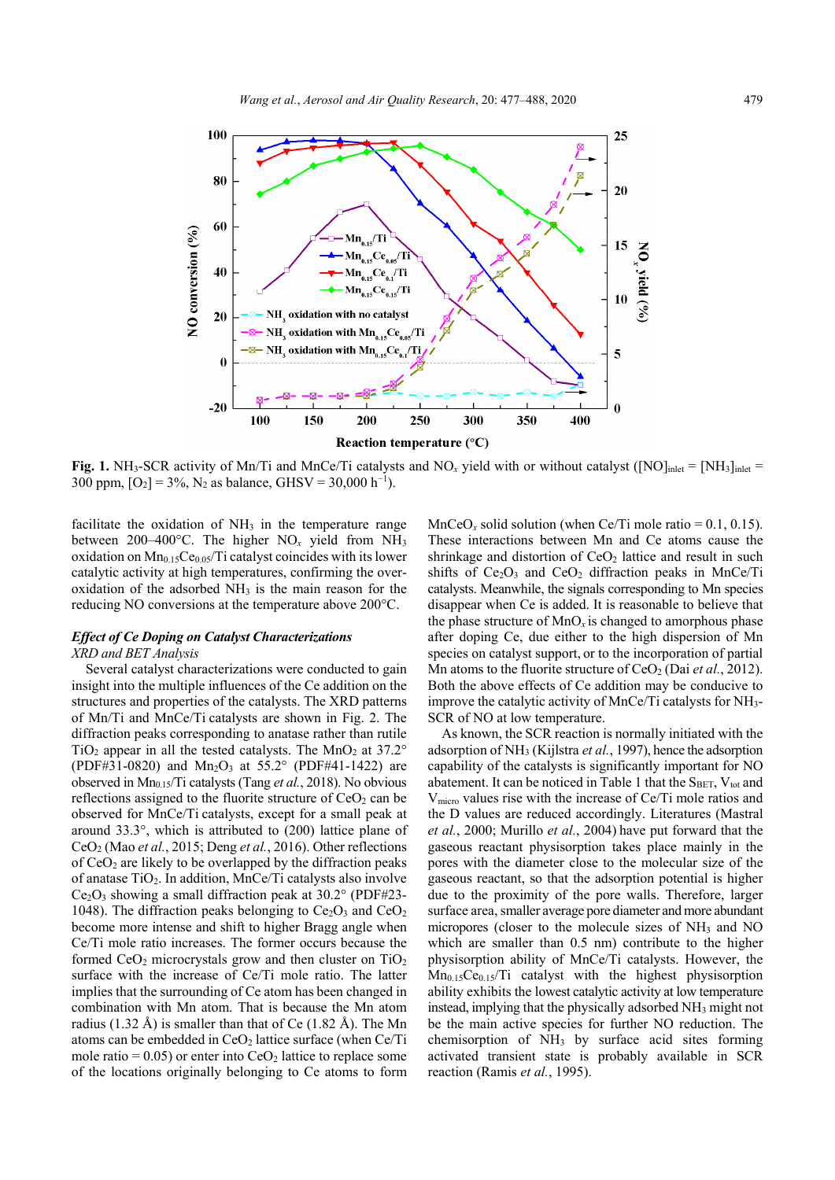**Fig. 1.** $NH_3$-SCR activity of Mn/Ti and MnCe/Ti catalysts and $NO_x$ yield with or without catalyst ($[NO]_{inlet} = [NH_3]_{inlet}$ = 300 ppm, $[O_2]$ = 3%, $N_2$ as balance, GHSV = 30,000 $h^{-1}$).

facilitate the oxidation of $NH_3$ in the temperature range between 200–400°C. The higher $NO_x$ yield from $NH_3$ oxidation on $Mn_{0.15}Ce_{0.05}/Ti$ catalyst coincides with its lower catalytic activity at high temperatures, confirming the over-oxidation of the adsorbed $NH_3$ is the main reason for the reducing NO conversions at the temperature above 200°C.

### *Effect of Ce Doping on Catalyst Characterizations*

*XRD and BET Analysis*

Several catalyst characterizations were conducted to gain insight into the multiple influences of the Ce addition on the structures and properties of the catalysts. The XRD patterns of Mn/Ti and MnCe/Ti catalysts are shown in Fig. 2. The diffraction peaks corresponding to anatase rather than rutile $TiO_2$ appear in all the tested catalysts. The $MnO_2$ at 37.2° (PDF#31-0820) and $Mn_2O_3$ at 55.2° (PDF#41-1422) are observed in $Mn_{0.15}/Ti$ catalysts (Tang *et al.*, 2018). No obvious reflections assigned to the fluorite structure of $CeO_2$ can be observed for MnCe/Ti catalysts, except for a small peak at around 33.3°, which is attributed to (200) lattice plane of $CeO_2$ (Mao *et al.*, 2015; Deng *et al.*, 2016). Other reflections of $CeO_2$ are likely to be overlapped by the diffraction peaks of anatase $TiO_2$. In addition, MnCe/Ti catalysts also involve $Ce_2O_3$ showing a small diffraction peak at 30.2° (PDF#23-1048). The diffraction peaks belonging to $Ce_2O_3$ and $CeO_2$ become more intense and shift to higher Bragg angle when Ce/Ti mole ratio increases. The former occurs because the formed $CeO_2$ microcrystals grow and then cluster on $TiO_2$ surface with the increase of Ce/Ti mole ratio. The latter implies that the surrounding of Ce atom has been changed in combination with Mn atom. That is because the Mn atom radius (1.32 Å) is smaller than that of Ce (1.82 Å). The Mn atoms can be embedded in $CeO_2$ lattice surface (when Ce/Ti mole ratio = 0.05) or enter into $CeO_2$ lattice to replace some of the locations originally belonging to Ce atoms to form $MnCeO_x$ solid solution (when Ce/Ti mole ratio = 0.1, 0.15). These interactions between Mn and Ce atoms cause the shrinkage and distortion of $CeO_2$ lattice and result in such shifts of $Ce_2O_3$ and $CeO_2$ diffraction peaks in MnCe/Ti catalysts. Meanwhile, the signals corresponding to Mn species disappear when Ce is added. It is reasonable to believe that the phase structure of $MnO_x$ is changed to amorphous phase after doping Ce, due either to the high dispersion of Mn species on catalyst support, or to the incorporation of partial Mn atoms to the fluorite structure of $CeO_2$ (Dai *et al.*, 2012). Both the above effects of Ce addition may be conducive to improve the catalytic activity of MnCe/Ti catalysts for $NH_3$-SCR of NO at low temperature.

As known, the SCR reaction is normally initiated with the adsorption of $NH_3$ (Kijlstra *et al.*, 1997), hence the adsorption capability of the catalysts is significantly important for NO abatement. It can be noticed in Table 1 that the $S_{BET}$, $V_{tot}$ and $V_{micro}$ values rise with the increase of Ce/Ti mole ratios and the D values are reduced accordingly. Literatures (Mastral *et al.*, 2000; Murillo *et al.*, 2004) have put forward that the gaseous reactant physisorption takes place mainly in the pores with the diameter close to the molecular size of the gaseous reactant, so that the adsorption potential is higher due to the proximity of the pore walls. Therefore, larger surface area, smaller average pore diameter and more abundant micropores (closer to the molecule sizes of $NH_3$ and NO which are smaller than 0.5 nm) contribute to the higher physisorption ability of MnCe/Ti catalysts. However, the $Mn_{0.15}Ce_{0.15}/Ti$ catalyst with the highest physisorption ability exhibits the lowest catalytic activity at low temperature instead, implying that the physically adsorbed $NH_3$ might not be the main active species for further NO reduction. The chemisorption of $NH_3$ by surface acid sites forming activated transient state is probably available in SCR reaction (Ramis *et al.*, 1995).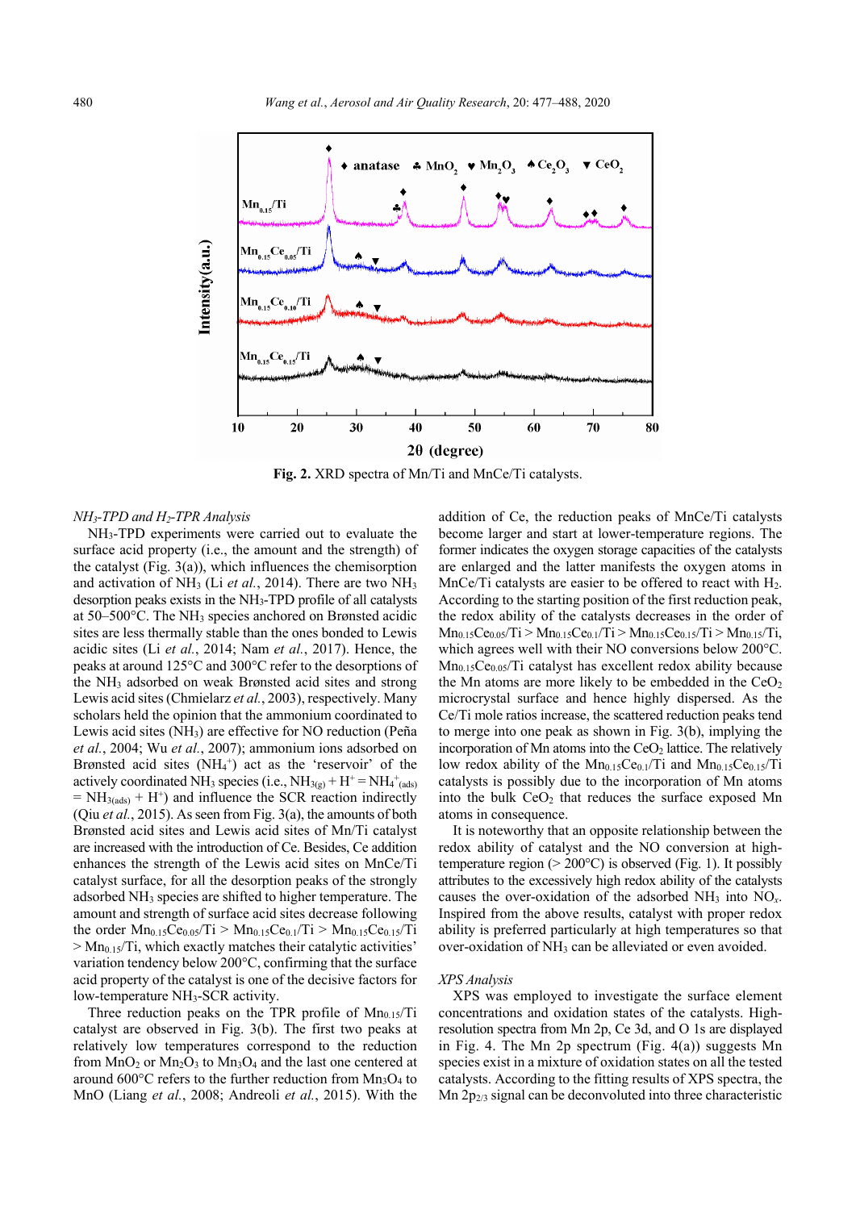Fig. 2. XRD spectra of Mn/Ti and MnCe/Ti catalysts.

*$NH_3$-TPD and $H_2$-TPR Analysis*

$NH_3$-TPD experiments were carried out to evaluate the surface acid property (i.e., the amount and the strength) of the catalyst (Fig. 3(a)), which influences the chemisorption and activation of $NH_3$ (Li *et al.*, 2014). There are two $NH_3$ desorption peaks exists in the $NH_3$-TPD profile of all catalysts at 50–500°C. The $NH_3$ species anchored on Brønsted acidic sites are less thermally stable than the ones bonded to Lewis acidic sites (Li *et al.*, 2014; Nam *et al.*, 2017). Hence, the peaks at around 125°C and 300°C refer to the desorptions of the $NH_3$ adsorbed on weak Brønsted acid sites and strong Lewis acid sites (Chmielarz *et al.*, 2003), respectively. Many scholars held the opinion that the ammonium coordinated to Lewis acid sites ($NH_3$) are effective for NO reduction (Peña *et al.*, 2004; Wu *et al.*, 2007); ammonium ions adsorbed on Brønsted acid sites ($NH_4^+$) act as the 'reservoir' of the actively coordinated $NH_3$ species (i.e., $NH_{3(g)} + H^+ = NH_4^+{}_{(ads)} = NH_{3(ads)} + H^+$) and influence the SCR reaction indirectly (Qiu *et al.*, 2015). As seen from Fig. 3(a), the amounts of both Brønsted acid sites and Lewis acid sites of Mn/Ti catalyst are increased with the introduction of Ce. Besides, Ce addition enhances the strength of the Lewis acid sites on MnCe/Ti catalyst surface, for all the desorption peaks of the strongly adsorbed $NH_3$ species are shifted to higher temperature. The amount and strength of surface acid sites decrease following the order $Mn_{0.15}Ce_{0.05}/Ti > Mn_{0.15}Ce_{0.1}/Ti > Mn_{0.15}Ce_{0.15}/Ti > Mn_{0.15}/Ti$, which exactly matches their catalytic activities' variation tendency below 200°C, confirming that the surface acid property of the catalyst is one of the decisive factors for low-temperature $NH_3$-SCR activity.

Three reduction peaks on the TPR profile of $Mn_{0.15}/Ti$ catalyst are observed in Fig. 3(b). The first two peaks at relatively low temperatures correspond to the reduction from $MnO_2$ or $Mn_2O_3$ to $Mn_3O_4$ and the last one centered at around 600°C refers to the further reduction from $Mn_3O_4$ to MnO (Liang *et al.*, 2008; Andreoli *et al.*, 2015). With the addition of Ce, the reduction peaks of MnCe/Ti catalysts become larger and start at lower-temperature regions. The former indicates the oxygen storage capacities of the catalysts are enlarged and the latter manifests the oxygen atoms in MnCe/Ti catalysts are easier to be offered to react with $H_2$. According to the starting position of the first reduction peak, the redox ability of the catalysts decreases in the order of $Mn_{0.15}Ce_{0.05}/Ti > Mn_{0.15}Ce_{0.1}/Ti > Mn_{0.15}Ce_{0.15}/Ti > Mn_{0.15}/Ti$, which agrees well with their NO conversions below 200°C. $Mn_{0.15}Ce_{0.05}/Ti$ catalyst has excellent redox ability because the Mn atoms are more likely to be embedded in the $CeO_2$ microcrystal surface and hence highly dispersed. As the Ce/Ti mole ratios increase, the scattered reduction peaks tend to merge into one peak as shown in Fig. 3(b), implying the incorporation of Mn atoms into the $CeO_2$ lattice. The relatively low redox ability of the $Mn_{0.15}Ce_{0.1}/Ti$ and $Mn_{0.15}Ce_{0.15}/Ti$ catalysts is possibly due to the incorporation of Mn atoms into the bulk $CeO_2$ that reduces the surface exposed Mn atoms in consequence.

It is noteworthy that an opposite relationship between the redox ability of catalyst and the NO conversion at high-temperature region (> 200°C) is observed (Fig. 1). It possibly attributes to the excessively high redox ability of the catalysts causes the over-oxidation of the adsorbed $NH_3$ into $NO_x$. Inspired from the above results, catalyst with proper redox ability is preferred particularly at high temperatures so that over-oxidation of $NH_3$ can be alleviated or even avoided.

*XPS Analysis*

XPS was employed to investigate the surface element concentrations and oxidation states of the catalysts. High-resolution spectra from Mn 2p, Ce 3d, and O 1s are displayed in Fig. 4. The Mn 2p spectrum (Fig. 4(a)) suggests Mn species exist in a mixture of oxidation states on all the tested catalysts. According to the fitting results of XPS spectra, the Mn $2p_{2/3}$ signal can be deconvoluted into three characteristic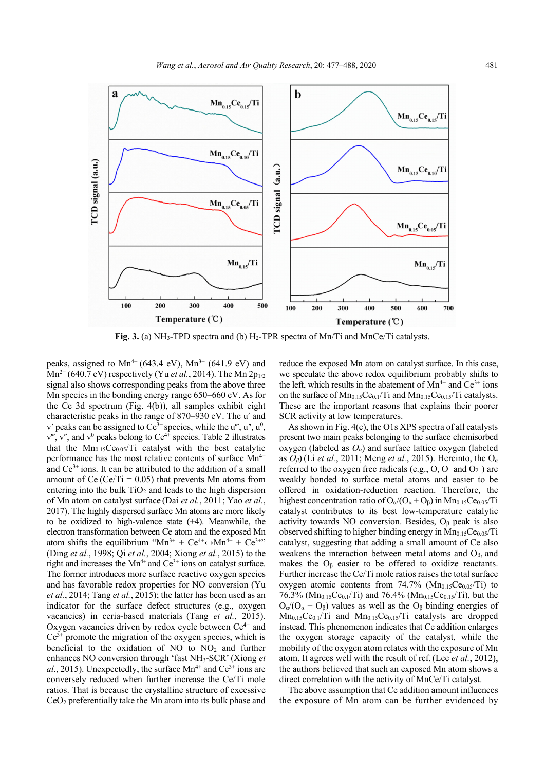**Fig. 3.** (a) $NH_3$-TPD spectra and (b) $H_2$-TPR spectra of Mn/Ti and MnCe/Ti catalysts.

peaks, assigned to $Mn^{4+}$ (643.4 eV), $Mn^{3+}$ (641.9 eV) and $Mn^{2+}$ (640.7 eV) respectively (Yu *et al.*, 2014). The Mn $2p_{1/2}$ signal also shows corresponding peaks from the above three Mn species in the bonding energy range 650–660 eV. As for the Ce 3d spectrum (Fig. 4(b)), all samples exhibit eight characteristic peaks in the range of 870–930 eV. The u′ and v′ peaks can be assigned to $Ce^{3+}$ species, while the u‴, u″, $u^0$, v‴, v″, and $v^0$ peaks belong to $Ce^{4+}$ species. Table 2 illustrates that the $Mn_{0.15}Ce_{0.05}/Ti$ catalyst with the best catalytic performance has the most relative contents of surface $Mn^{4+}$ and $Ce^{3+}$ ions. It can be attributed to the addition of a small amount of Ce (Ce/Ti = 0.05) that prevents Mn atoms from entering into the bulk $TiO_2$ and leads to the high dispersion of Mn atom on catalyst surface (Dai *et al.*, 2011; Yao *et al.*, 2017). The highly dispersed surface Mn atoms are more likely to be oxidized to high-valence state (+4). Meanwhile, the electron transformation between Ce atom and the exposed Mn atom shifts the equilibrium "$Mn^{3+} + Ce^{4+} \leftrightarrow Mn^{4+} + Ce^{3+}$" (Ding *et al.*, 1998; Qi *et al.*, 2004; Xiong *et al.*, 2015) to the right and increases the $Mn^{4+}$ and $Ce^{3+}$ ions on catalyst surface. The former introduces more surface reactive oxygen species and has favorable redox properties for NO conversion (Yu *et al.*, 2014; Tang *et al.*, 2015); the latter has been used as an indicator for the surface defect structures (e.g., oxygen vacancies) in ceria-based materials (Tang *et al.*, 2015). Oxygen vacancies driven by redox cycle between $Ce^{4+}$ and $Ce^{3+}$ promote the migration of the oxygen species, which is beneficial to the oxidation of NO to $NO_2$ and further enhances NO conversion through 'fast $NH_3$-SCR' (Xiong *et al.*, 2015). Unexpectedly, the surface $Mn^{4+}$ and $Ce^{3+}$ ions are conversely reduced when further increase the Ce/Ti mole ratios. That is because the crystalline structure of excessive $CeO_2$ preferentially take the Mn atom into its bulk phase and reduce the exposed Mn atom on catalyst surface. In this case, we speculate the above redox equilibrium probably shifts to the left, which results in the abatement of $Mn^{4+}$ and $Ce^{3+}$ ions on the surface of $Mn_{0.15}Ce_{0.1}/Ti$ and $Mn_{0.15}Ce_{0.15}/Ti$ catalysts. These are the important reasons that explains their poorer SCR activity at low temperatures.

As shown in Fig. 4(c), the O1s XPS spectra of all catalysts present two main peaks belonging to the surface chemisorbed oxygen (labeled as $O_\alpha$) and surface lattice oxygen (labeled as $O_\beta$) (Li *et al.*, 2011; Meng *et al.*, 2015). Hereinto, the $O_\alpha$ referred to the oxygen free radicals (e.g., O, $O^-$ and $O_2^-$) are weakly bonded to surface metal atoms and easier to be offered in oxidation-reduction reaction. Therefore, the highest concentration ratio of $O_\alpha/(O_\alpha + O_\beta)$ in $Mn_{0.15}Ce_{0.05}/Ti$ catalyst contributes to its best low-temperature catalytic activity towards NO conversion. Besides, $O_\beta$ peak is also observed shifting to higher binding energy in $Mn_{0.15}Ce_{0.05}/Ti$ catalyst, suggesting that adding a small amount of Ce also weakens the interaction between metal atoms and $O_\beta$, and makes the $O_\beta$ easier to be offered to oxidize reactants. Further increase the Ce/Ti mole ratios raises the total surface oxygen atomic contents from 74.7% ($Mn_{0.15}Ce_{0.05}/Ti$) to 76.3% ($Mn_{0.15}Ce_{0.1}/Ti$) and 76.4% ($Mn_{0.15}Ce_{0.15}/Ti$), but the $O_\alpha/(O_\alpha + O_\beta)$ values as well as the $O_\beta$ binding energies of $Mn_{0.15}Ce_{0.1}/Ti$ and $Mn_{0.15}Ce_{0.15}/Ti$ catalysts are dropped instead. This phenomenon indicates that Ce addition enlarges the oxygen storage capacity of the catalyst, while the mobility of the oxygen atom relates with the exposure of Mn atom. It agrees well with the result of ref. (Lee *et al.*, 2012), the authors believed that such an exposed Mn atom shows a direct correlation with the activity of MnCe/Ti catalyst.

The above assumption that Ce addition amount influences the exposure of Mn atom can be further evidenced by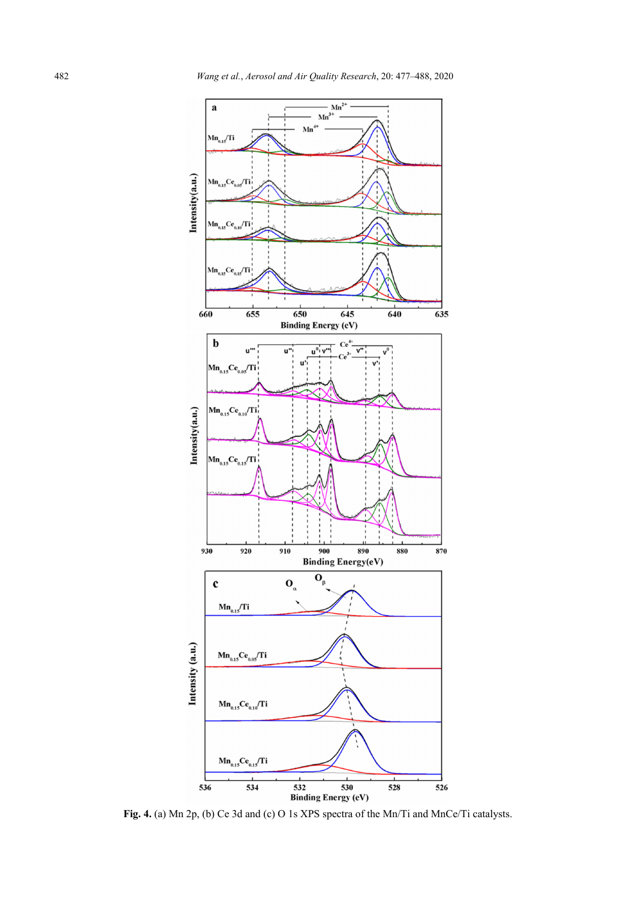**Fig. 4.** (a) Mn 2p, (b) Ce 3d and (c) O 1s XPS spectra of the Mn/Ti and MnCe/Ti catalysts.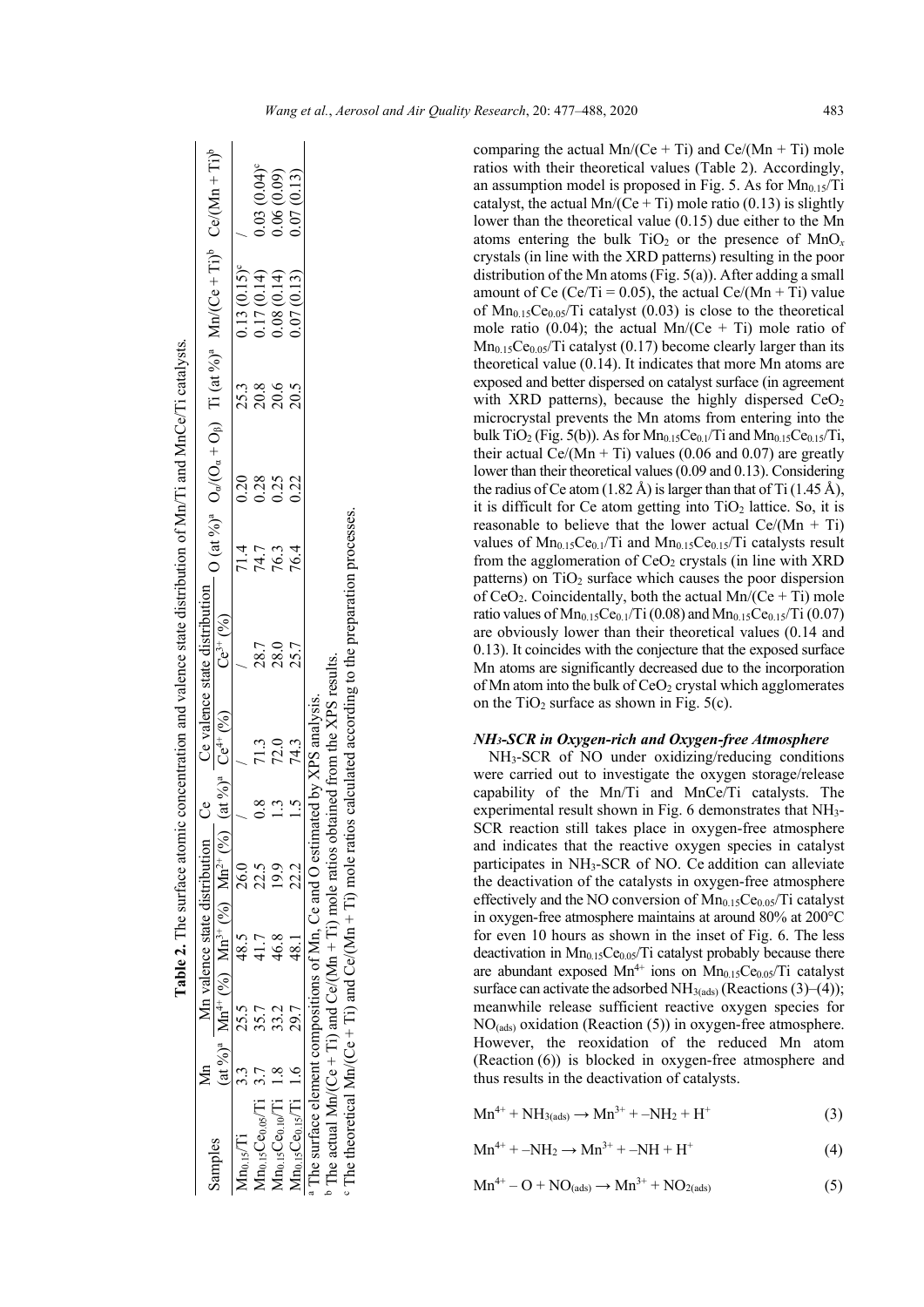**Table 2.** The surface atomic concentration and valence state distribution of Mn/Ti and MnCe/Ti catalysts.

| Samples | Mn (at %)[a] | Mn valence state distribution | | | Ce (at %)[a] | Ce valence state distribution | | O (at %)[a] | $O_\alpha/(O_\alpha + O_\beta)$ | Ti (at %)[a] | Mn/(Ce + Ti)[b] | Ce/(Mn + Ti)[b] |
|---|---|---|---|---|---|---|---|---|---|---|---|---|
| | | $Mn^{4+}$ (%) | $Mn^{3+}$ (%) | $Mn^{2+}$ (%) | | $Ce^{4+}$ (%) | $Ce^{3+}$ (%) | | | | | |
| $Mn_{0.15}/Ti$ | 3.3 | 25.5 | 48.5 | 26.0 | / | / | / | 71.4 | 0.20 | 25.3 | 0.13 (0.15)[c] | / |
| $Mn_{0.15}Ce_{0.05}/Ti$ | 3.7 | 35.7 | 41.7 | 22.5 | 0.8 | 71.3 | 28.7 | 74.7 | 0.28 | 20.8 | 0.17 (0.14) | 0.03 (0.04)[c] |
| $Mn_{0.15}Ce_{0.10}/Ti$ | 1.8 | 33.2 | 46.8 | 19.9 | 1.3 | 72.0 | 28.0 | 76.3 | 0.25 | 20.6 | 0.08 (0.14) | 0.06 (0.09) |
| $Mn_{0.15}Ce_{0.15}/Ti$ | 1.6 | 29.7 | 48.1 | 22.2 | 1.5 | 74.3 | 25.7 | 76.4 | 0.22 | 20.5 | 0.07 (0.13) | 0.07 (0.13) |

[a] The surface element compositions of Mn, Ce and O estimated by XPS analysis.
[b] The actual Mn/(Ce + Ti) and Ce/(Mn + Ti) mole ratios obtained from the XPS results.
[c] The theoretical Mn/(Ce + Ti) and Ce/(Mn + Ti) mole ratios calculated according to the preparation processes.

comparing the actual Mn/(Ce + Ti) and Ce/(Mn + Ti) mole ratios with their theoretical values (Table 2). Accordingly, an assumption model is proposed in Fig. 5. As for $Mn_{0.15}/Ti$ catalyst, the actual Mn/(Ce + Ti) mole ratio (0.13) is slightly lower than the theoretical value (0.15) due either to the Mn atoms entering the bulk $TiO_2$ or the presence of $MnO_x$ crystals (in line with the XRD patterns) resulting in the poor distribution of the Mn atoms (Fig. 5(a)). After adding a small amount of Ce (Ce/Ti = 0.05), the actual Ce/(Mn + Ti) value of $Mn_{0.15}Ce_{0.05}/Ti$ catalyst (0.03) is close to the theoretical mole ratio (0.04); the actual Mn/(Ce + Ti) mole ratio of $Mn_{0.15}Ce_{0.05}/Ti$ catalyst (0.17) become clearly larger than its theoretical value (0.14). It indicates that more Mn atoms are exposed and better dispersed on catalyst surface (in agreement with XRD patterns), because the highly dispersed $CeO_2$ microcrystal prevents the Mn atoms from entering into the bulk $TiO_2$ (Fig. 5(b)). As for $Mn_{0.15}Ce_{0.1}/Ti$ and $Mn_{0.15}Ce_{0.15}/Ti$, their actual Ce/(Mn + Ti) values (0.06 and 0.07) are greatly lower than their theoretical values (0.09 and 0.13). Considering the radius of Ce atom (1.82 Å) is larger than that of Ti (1.45 Å), it is difficult for Ce atom getting into $TiO_2$ lattice. So, it is reasonable to believe that the lower actual Ce/(Mn + Ti) values of $Mn_{0.15}Ce_{0.1}/Ti$ and $Mn_{0.15}Ce_{0.15}/Ti$ catalysts result from the agglomeration of $CeO_2$ crystals (in line with XRD patterns) on $TiO_2$ surface which causes the poor dispersion of $CeO_2$. Coincidentally, both the actual Mn/(Ce + Ti) mole ratio values of $Mn_{0.15}Ce_{0.1}/Ti$ (0.08) and $Mn_{0.15}Ce_{0.15}/Ti$ (0.07) are obviously lower than their theoretical values (0.14 and 0.13). It coincides with the conjecture that the exposed surface Mn atoms are significantly decreased due to the incorporation of Mn atom into the bulk of $CeO_2$ crystal which agglomerates on the $TiO_2$ surface as shown in Fig. 5(c).

### $NH_3$-SCR in Oxygen-rich and Oxygen-free Atmosphere

$NH_3$-SCR of NO under oxidizing/reducing conditions were carried out to investigate the oxygen storage/release capability of the Mn/Ti and MnCe/Ti catalysts. The experimental result shown in Fig. 6 demonstrates that $NH_3$-SCR reaction still takes place in oxygen-free atmosphere and indicates that the reactive oxygen species in catalyst participates in $NH_3$-SCR of NO. Ce addition can alleviate the deactivation of the catalysts in oxygen-free atmosphere effectively and the NO conversion of $Mn_{0.15}Ce_{0.05}/Ti$ catalyst in oxygen-free atmosphere maintains at around 80% at 200°C for even 10 hours as shown in the inset of Fig. 6. The less deactivation in $Mn_{0.15}Ce_{0.05}/Ti$ catalyst probably because there are abundant exposed $Mn^{4+}$ ions on $Mn_{0.15}Ce_{0.05}/Ti$ catalyst surface can activate the adsorbed $NH_{3(ads)}$ (Reactions (3)–(4)); meanwhile release sufficient reactive oxygen species for $NO_{(ads)}$ oxidation (Reaction (5)) in oxygen-free atmosphere. However, the reoxidation of the reduced Mn atom (Reaction (6)) is blocked in oxygen-free atmosphere and thus results in the deactivation of catalysts.

$$Mn^{4+} + NH_{3(ads)} \rightarrow Mn^{3+} + -NH_2 + H^+ \quad (3)$$

$$Mn^{4+} + -NH_2 \rightarrow Mn^{3+} + -NH + H^+ \quad (4)$$

$$Mn^{4+} - O + NO_{(ads)} \rightarrow Mn^{3+} + NO_{2(ads)} \quad (5)$$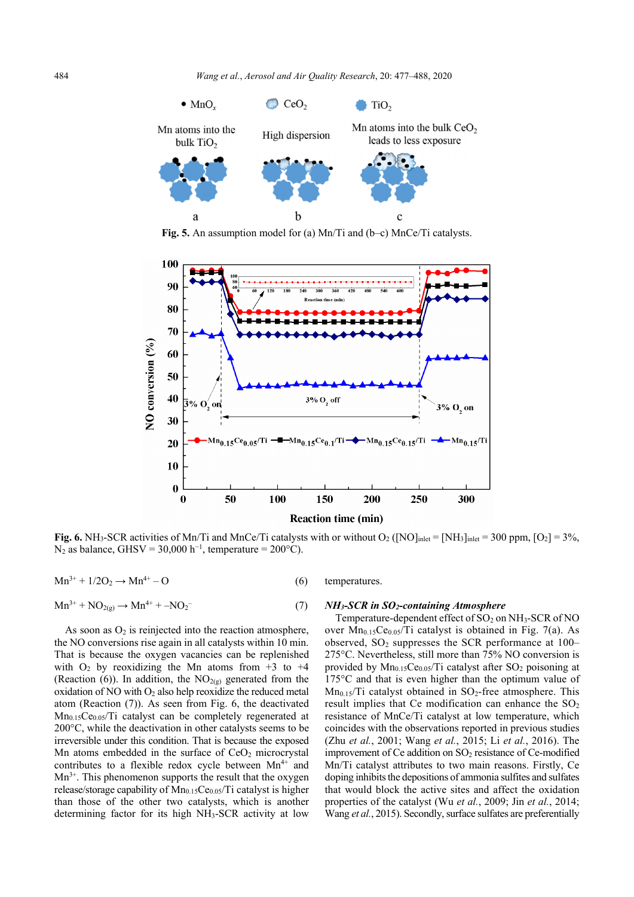Fig. 5. An assumption model for (a) Mn/Ti and (b–c) MnCe/Ti catalysts.

Fig. 6. $NH_3$-SCR activities of Mn/Ti and MnCe/Ti catalysts with or without $O_2$ ($[NO]_{inlet} = [NH_3]_{inlet} = 300$ ppm, $[O_2] = 3\%$, $N_2$ as balance, GHSV = 30,000 $h^{-1}$, temperature = 200°C).

$$Mn^{3+} + 1/2O_2 \rightarrow Mn^{4+} - O \quad (6)$$

$$Mn^{3+} + NO_{2(g)} \rightarrow Mn^{4+} + {-NO_2}^{-} \quad (7)$$

As soon as $O_2$ is reinjected into the reaction atmosphere, the NO conversions rise again in all catalysts within 10 min. That is because the oxygen vacancies can be replenished with $O_2$ by reoxidizing the Mn atoms from +3 to +4 (Reaction (6)). In addition, the $NO_{2(g)}$ generated from the oxidation of NO with $O_2$ also help reoxidize the reduced metal atom (Reaction (7)). As seen from Fig. 6, the deactivated $Mn_{0.15}Ce_{0.05}$/Ti catalyst can be completely regenerated at 200°C, while the deactivation in other catalysts seems to be irreversible under this condition. That is because the exposed Mn atoms embedded in the surface of $CeO_2$ microcrystal contributes to a flexible redox cycle between $Mn^{4+}$ and $Mn^{3+}$. This phenomenon supports the result that the oxygen release/storage capability of $Mn_{0.15}Ce_{0.05}$/Ti catalyst is higher than those of the other two catalysts, which is another determining factor for its high $NH_3$-SCR activity at low temperatures.

### *$NH_3$-SCR in $SO_2$-containing Atmosphere*

Temperature-dependent effect of $SO_2$ on $NH_3$-SCR of NO over $Mn_{0.15}Ce_{0.05}$/Ti catalyst is obtained in Fig. 7(a). As observed, $SO_2$ suppresses the SCR performance at 100–275°C. Nevertheless, still more than 75% NO conversion is provided by $Mn_{0.15}Ce_{0.05}$/Ti catalyst after $SO_2$ poisoning at 175°C and that is even higher than the optimum value of $Mn_{0.15}$/Ti catalyst obtained in $SO_2$-free atmosphere. This result implies that Ce modification can enhance the $SO_2$ resistance of MnCe/Ti catalyst at low temperature, which coincides with the observations reported in previous studies (Zhu *et al.*, 2001; Wang *et al.*, 2015; Li *et al.*, 2016). The improvement of Ce addition on $SO_2$ resistance of Ce-modified Mn/Ti catalyst attributes to two main reasons. Firstly, Ce doping inhibits the depositions of ammonia sulfites and sulfates that would block the active sites and affect the oxidation properties of the catalyst (Wu *et al.*, 2009; Jin *et al.*, 2014; Wang *et al.*, 2015). Secondly, surface sulfates are preferentially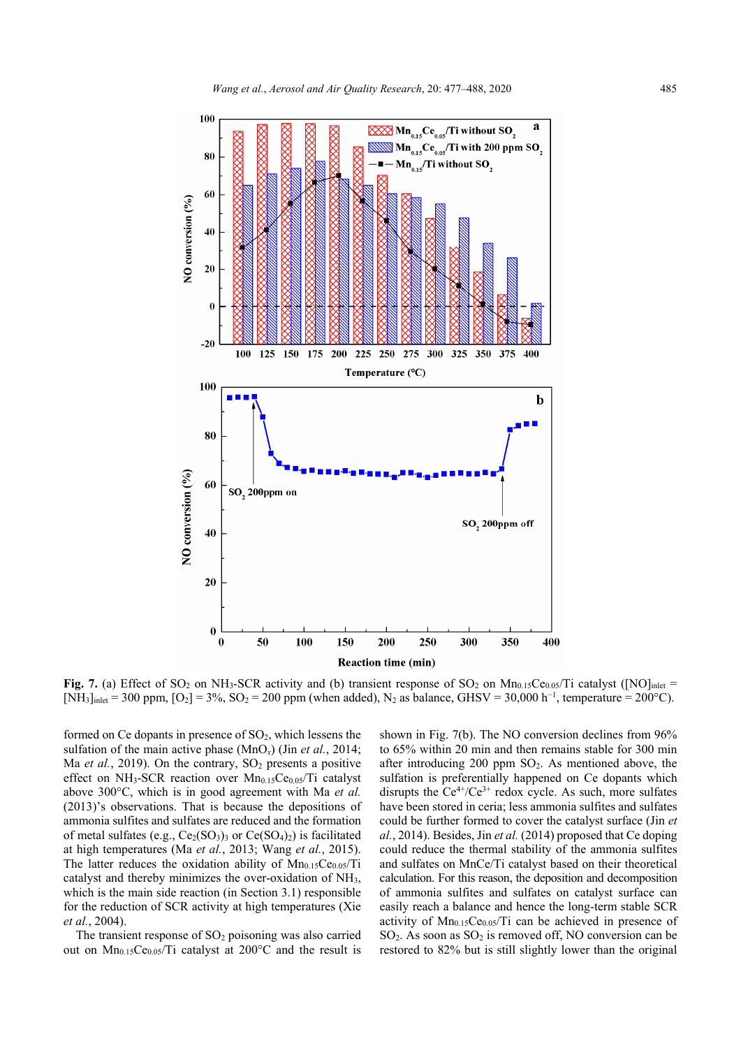**Fig. 7.** (a) Effect of $SO_2$ on $NH_3$-SCR activity and (b) transient response of $SO_2$ on $Mn_{0.15}Ce_{0.05}/Ti$ catalyst ($[NO]_{inlet}$ = $[NH_3]_{inlet}$ = 300 ppm, $[O_2]$ = 3%, $SO_2$ = 200 ppm (when added), $N_2$ as balance, GHSV = 30,000 $h^{-1}$, temperature = 200°C).

formed on Ce dopants in presence of $SO_2$, which lessens the sulfation of the main active phase ($MnO_x$) (Jin *et al.*, 2014; Ma *et al.*, 2019). On the contrary, $SO_2$ presents a positive effect on $NH_3$-SCR reaction over $Mn_{0.15}Ce_{0.05}/Ti$ catalyst above 300°C, which is in good agreement with Ma *et al.* (2013)'s observations. That is because the depositions of ammonia sulfites and sulfates are reduced and the formation of metal sulfates (e.g., $Ce_2(SO_3)_3$ or $Ce(SO_4)_2$) is facilitated at high temperatures (Ma *et al.*, 2013; Wang *et al.*, 2015). The latter reduces the oxidation ability of $Mn_{0.15}Ce_{0.05}/Ti$ catalyst and thereby minimizes the over-oxidation of $NH_3$, which is the main side reaction (in Section 3.1) responsible for the reduction of SCR activity at high temperatures (Xie *et al.*, 2004).

The transient response of $SO_2$ poisoning was also carried out on $Mn_{0.15}Ce_{0.05}/Ti$ catalyst at 200°C and the result is shown in Fig. 7(b). The NO conversion declines from 96% to 65% within 20 min and then remains stable for 300 min after introducing 200 ppm $SO_2$. As mentioned above, the sulfation is preferentially happened on Ce dopants which disrupts the $Ce^{4+}/Ce^{3+}$ redox cycle. As such, more sulfates have been stored in ceria; less ammonia sulfites and sulfates could be further formed to cover the catalyst surface (Jin *et al.*, 2014). Besides, Jin *et al.* (2014) proposed that Ce doping could reduce the thermal stability of the ammonia sulfites and sulfates on MnCe/Ti catalyst based on their theoretical calculation. For this reason, the deposition and decomposition of ammonia sulfites and sulfates on catalyst surface can easily reach a balance and hence the long-term stable SCR activity of $Mn_{0.15}Ce_{0.05}/Ti$ can be achieved in presence of $SO_2$. As soon as $SO_2$ is removed off, NO conversion can be restored to 82% but is still slightly lower than the original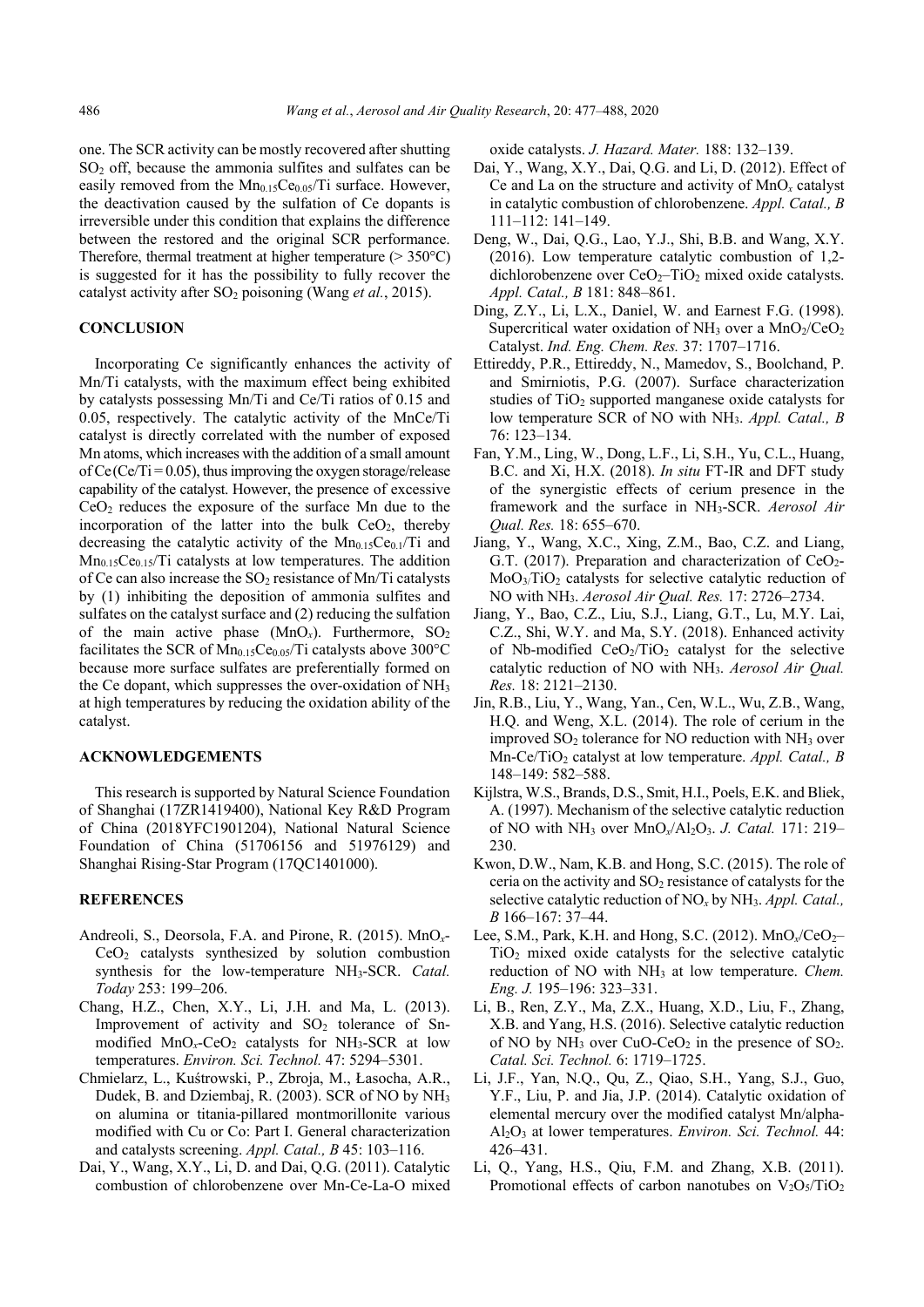one. The SCR activity can be mostly recovered after shutting $SO_2$ off, because the ammonia sulfites and sulfates can be easily removed from the $Mn_{0.15}Ce_{0.05}/Ti$ surface. However, the deactivation caused by the sulfation of Ce dopants is irreversible under this condition that explains the difference between the restored and the original SCR performance. Therefore, thermal treatment at higher temperature (> 350°C) is suggested for it has the possibility to fully recover the catalyst activity after $SO_2$ poisoning (Wang *et al.*, 2015).

## CONCLUSION

Incorporating Ce significantly enhances the activity of Mn/Ti catalysts, with the maximum effect being exhibited by catalysts possessing Mn/Ti and Ce/Ti ratios of 0.15 and 0.05, respectively. The catalytic activity of the MnCe/Ti catalyst is directly correlated with the number of exposed Mn atoms, which increases with the addition of a small amount of Ce (Ce/Ti = 0.05), thus improving the oxygen storage/release capability of the catalyst. However, the presence of excessive $CeO_2$ reduces the exposure of the surface Mn due to the incorporation of the latter into the bulk $CeO_2$, thereby decreasing the catalytic activity of the $Mn_{0.15}Ce_{0.1}/Ti$ and $Mn_{0.15}Ce_{0.15}/Ti$ catalysts at low temperatures. The addition of Ce can also increase the $SO_2$ resistance of Mn/Ti catalysts by (1) inhibiting the deposition of ammonia sulfites and sulfates on the catalyst surface and (2) reducing the sulfation of the main active phase ($MnO_x$). Furthermore, $SO_2$ facilitates the SCR of $Mn_{0.15}Ce_{0.05}/Ti$ catalysts above 300°C because more surface sulfates are preferentially formed on the Ce dopant, which suppresses the over-oxidation of $NH_3$ at high temperatures by reducing the oxidation ability of the catalyst.

## ACKNOWLEDGEMENTS

This research is supported by Natural Science Foundation of Shanghai (17ZR1419400), National Key R&D Program of China (2018YFC1901204), National Natural Science Foundation of China (51706156 and 51976129) and Shanghai Rising-Star Program (17QC1401000).

## REFERENCES

Andreoli, S., Deorsola, F.A. and Pirone, R. (2015). $MnO_x$-$CeO_2$ catalysts synthesized by solution combustion synthesis for the low-temperature $NH_3$-SCR. *Catal. Today* 253: 199–206.

Chang, H.Z., Chen, X.Y., Li, J.H. and Ma, L. (2013). Improvement of activity and $SO_2$ tolerance of Sn-modified $MnO_x$-$CeO_2$ catalysts for $NH_3$-SCR at low temperatures. *Environ. Sci. Technol.* 47: 5294–5301.

Chmielarz, L., Kuśtrowski, P., Zbroja, M., Łasocha, A.R., Dudek, B. and Dziembaj, R. (2003). SCR of NO by $NH_3$ on alumina or titania-pillared montmorillonite various modified with Cu or Co: Part I. General characterization and catalysts screening. *Appl. Catal., B* 45: 103–116.

Dai, Y., Wang, X.Y., Li, D. and Dai, Q.G. (2011). Catalytic combustion of chlorobenzene over Mn-Ce-La-O mixed oxide catalysts. *J. Hazard. Mater.* 188: 132–139.

Dai, Y., Wang, X.Y., Dai, Q.G. and Li, D. (2012). Effect of Ce and La on the structure and activity of $MnO_x$ catalyst in catalytic combustion of chlorobenzene. *Appl. Catal., B* 111–112: 141–149.

Deng, W., Dai, Q.G., Lao, Y.J., Shi, B.B. and Wang, X.Y. (2016). Low temperature catalytic combustion of 1,2-dichlorobenzene over $CeO_2$–$TiO_2$ mixed oxide catalysts. *Appl. Catal., B* 181: 848–861.

Ding, Z.Y., Li, L.X., Daniel, W. and Earnest F.G. (1998). Supercritical water oxidation of $NH_3$ over a $MnO_2/CeO_2$ Catalyst. *Ind. Eng. Chem. Res.* 37: 1707–1716.

Ettireddy, P.R., Ettireddy, N., Mamedov, S., Boolchand, P. and Smirniotis, P.G. (2007). Surface characterization studies of $TiO_2$ supported manganese oxide catalysts for low temperature SCR of NO with $NH_3$. *Appl. Catal., B* 76: 123–134.

Fan, Y.M., Ling, W., Dong, L.F., Li, S.H., Yu, C.L., Huang, B.C. and Xi, H.X. (2018). *In situ* FT-IR and DFT study of the synergistic effects of cerium presence in the framework and the surface in $NH_3$-SCR. *Aerosol Air Qual. Res.* 18: 655–670.

Jiang, Y., Wang, X.C., Xing, Z.M., Bao, C.Z. and Liang, G.T. (2017). Preparation and characterization of $CeO_2$-$MoO_3/TiO_2$ catalysts for selective catalytic reduction of NO with $NH_3$. *Aerosol Air Qual. Res.* 17: 2726–2734.

Jiang, Y., Bao, C.Z., Liu, S.J., Liang, G.T., Lu, M.Y. Lai, C.Z., Shi, W.Y. and Ma, S.Y. (2018). Enhanced activity of Nb-modified $CeO_2/TiO_2$ catalyst for the selective catalytic reduction of NO with $NH_3$. *Aerosol Air Qual. Res.* 18: 2121–2130.

Jin, R.B., Liu, Y., Wang, Yan., Cen, W.L., Wu, Z.B., Wang, H.Q. and Weng, X.L. (2014). The role of cerium in the improved $SO_2$ tolerance for NO reduction with $NH_3$ over Mn-Ce/$TiO_2$ catalyst at low temperature. *Appl. Catal., B* 148–149: 582–588.

Kijlstra, W.S., Brands, D.S., Smit, H.I., Poels, E.K. and Bliek, A. (1997). Mechanism of the selective catalytic reduction of NO with $NH_3$ over $MnO_x/Al_2O_3$. *J. Catal.* 171: 219–230.

Kwon, D.W., Nam, K.B. and Hong, S.C. (2015). The role of ceria on the activity and $SO_2$ resistance of catalysts for the selective catalytic reduction of $NO_x$ by $NH_3$. *Appl. Catal., B* 166–167: 37–44.

Lee, S.M., Park, K.H. and Hong, S.C. (2012). $MnO_x/CeO_2$–$TiO_2$ mixed oxide catalysts for the selective catalytic reduction of NO with $NH_3$ at low temperature. *Chem. Eng. J.* 195–196: 323–331.

Li, B., Ren, Z.Y., Ma, Z.X., Huang, X.D., Liu, F., Zhang, X.B. and Yang, H.S. (2016). Selective catalytic reduction of NO by $NH_3$ over CuO-$CeO_2$ in the presence of $SO_2$. *Catal. Sci. Technol.* 6: 1719–1725.

Li, J.F., Yan, N.Q., Qu, Z., Qiao, S.H., Yang, S.J., Guo, Y.F., Liu, P. and Jia, J.P. (2014). Catalytic oxidation of elemental mercury over the modified catalyst Mn/alpha-$Al_2O_3$ at lower temperatures. *Environ. Sci. Technol.* 44: 426–431.

Li, Q., Yang, H.S., Qiu, F.M. and Zhang, X.B. (2011). Promotional effects of carbon nanotubes on $V_2O_5/TiO_2$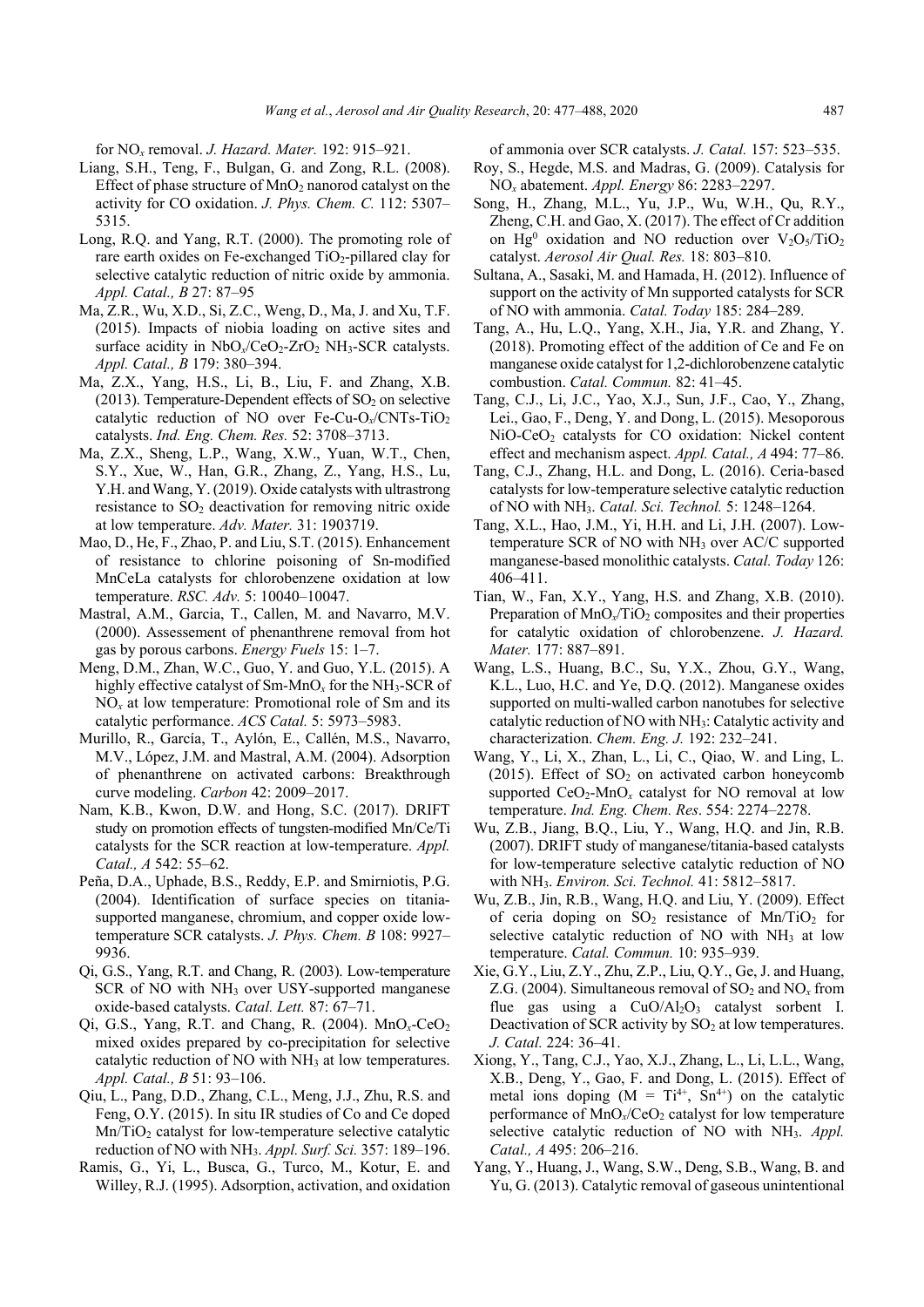for $NO_x$ removal. *J. Hazard. Mater.* 192: 915–921.

Liang, S.H., Teng, F., Bulgan, G. and Zong, R.L. (2008). Effect of phase structure of $MnO_2$ nanorod catalyst on the activity for CO oxidation. *J. Phys. Chem. C.* 112: 5307–5315.

Long, R.Q. and Yang, R.T. (2000). The promoting role of rare earth oxides on Fe-exchanged $TiO_2$-pillared clay for selective catalytic reduction of nitric oxide by ammonia. *Appl. Catal., B* 27: 87–95

Ma, Z.R., Wu, X.D., Si, Z.C., Weng, D., Ma, J. and Xu, T.F. (2015). Impacts of niobia loading on active sites and surface acidity in $NbO_x/CeO_2$-$ZrO_2$ $NH_3$-SCR catalysts. *Appl. Catal., B* 179: 380–394.

Ma, Z.X., Yang, H.S., Li, B., Liu, F. and Zhang, X.B. (2013). Temperature-Dependent effects of $SO_2$ on selective catalytic reduction of NO over Fe-Cu-$O_x$/CNTs-$TiO_2$ catalysts. *Ind. Eng. Chem. Res.* 52: 3708–3713.

Ma, Z.X., Sheng, L.P., Wang, X.W., Yuan, W.T., Chen, S.Y., Xue, W., Han, G.R., Zhang, Z., Yang, H.S., Lu, Y.H. and Wang, Y. (2019). Oxide catalysts with ultrastrong resistance to $SO_2$ deactivation for removing nitric oxide at low temperature. *Adv. Mater.* 31: 1903719.

Mao, D., He, F., Zhao, P. and Liu, S.T. (2015). Enhancement of resistance to chlorine poisoning of Sn-modified MnCeLa catalysts for chlorobenzene oxidation at low temperature. *RSC. Adv.* 5: 10040–10047.

Mastral, A.M., Garcia, T., Callen, M. and Navarro, M.V. (2000). Assessement of phenanthrene removal from hot gas by porous carbons. *Energy Fuels* 15: 1–7.

Meng, D.M., Zhan, W.C., Guo, Y. and Guo, Y.L. (2015). A highly effective catalyst of Sm-$MnO_x$ for the $NH_3$-SCR of $NO_x$ at low temperature: Promotional role of Sm and its catalytic performance. *ACS Catal.* 5: 5973–5983.

Murillo, R., García, T., Aylón, E., Callén, M.S., Navarro, M.V., López, J.M. and Mastral, A.M. (2004). Adsorption of phenanthrene on activated carbons: Breakthrough curve modeling. *Carbon* 42: 2009–2017.

Nam, K.B., Kwon, D.W. and Hong, S.C. (2017). DRIFT study on promotion effects of tungsten-modified Mn/Ce/Ti catalysts for the SCR reaction at low-temperature. *Appl. Catal., A* 542: 55–62.

Peña, D.A., Uphade, B.S., Reddy, E.P. and Smirniotis, P.G. (2004). Identification of surface species on titania-supported manganese, chromium, and copper oxide low-temperature SCR catalysts. *J. Phys. Chem. B* 108: 9927–9936.

Qi, G.S., Yang, R.T. and Chang, R. (2003). Low-temperature SCR of NO with $NH_3$ over USY-supported manganese oxide-based catalysts. *Catal. Lett.* 87: 67–71.

Qi, G.S., Yang, R.T. and Chang, R. (2004). $MnO_x$-$CeO_2$ mixed oxides prepared by co-precipitation for selective catalytic reduction of NO with $NH_3$ at low temperatures. *Appl. Catal., B* 51: 93–106.

Qiu, L., Pang, D.D., Zhang, C.L., Meng, J.J., Zhu, R.S. and Feng, O.Y. (2015). In situ IR studies of Co and Ce doped $Mn/TiO_2$ catalyst for low-temperature selective catalytic reduction of NO with $NH_3$. *Appl. Surf. Sci.* 357: 189–196.

Ramis, G., Yi, L., Busca, G., Turco, M., Kotur, E. and Willey, R.J. (1995). Adsorption, activation, and oxidation of ammonia over SCR catalysts. *J. Catal.* 157: 523–535.

Roy, S., Hegde, M.S. and Madras, G. (2009). Catalysis for $NO_x$ abatement. *Appl. Energy* 86: 2283–2297.

Song, H., Zhang, M.L., Yu, J.P., Wu, W.H., Qu, R.Y., Zheng, C.H. and Gao, X. (2017). The effect of Cr addition on $Hg^0$ oxidation and NO reduction over $V_2O_5/TiO_2$ catalyst. *Aerosol Air Qual. Res.* 18: 803–810.

Sultana, A., Sasaki, M. and Hamada, H. (2012). Influence of support on the activity of Mn supported catalysts for SCR of NO with ammonia. *Catal. Today* 185: 284–289.

Tang, A., Hu, L.Q., Yang, X.H., Jia, Y.R. and Zhang, Y. (2018). Promoting effect of the addition of Ce and Fe on manganese oxide catalyst for 1,2-dichlorobenzene catalytic combustion. *Catal. Commun.* 82: 41–45.

Tang, C.J., Li, J.C., Yao, X.J., Sun, J.F., Cao, Y., Zhang, Lei., Gao, F., Deng, Y. and Dong, L. (2015). Mesoporous NiO-$CeO_2$ catalysts for CO oxidation: Nickel content effect and mechanism aspect. *Appl. Catal., A* 494: 77–86.

Tang, C.J., Zhang, H.L. and Dong, L. (2016). Ceria-based catalysts for low-temperature selective catalytic reduction of NO with $NH_3$. *Catal. Sci. Technol.* 5: 1248–1264.

Tang, X.L., Hao, J.M., Yi, H.H. and Li, J.H. (2007). Low-temperature SCR of NO with $NH_3$ over AC/C supported manganese-based monolithic catalysts. *Catal. Today* 126: 406–411.

Tian, W., Fan, X.Y., Yang, H.S. and Zhang, X.B. (2010). Preparation of $MnO_x/TiO_2$ composites and their properties for catalytic oxidation of chlorobenzene. *J. Hazard. Mater.* 177: 887–891.

Wang, L.S., Huang, B.C., Su, Y.X., Zhou, G.Y., Wang, K.L., Luo, H.C. and Ye, D.Q. (2012). Manganese oxides supported on multi-walled carbon nanotubes for selective catalytic reduction of NO with $NH_3$: Catalytic activity and characterization. *Chem. Eng. J.* 192: 232–241.

Wang, Y., Li, X., Zhan, L., Li, C., Qiao, W. and Ling, L. (2015). Effect of $SO_2$ on activated carbon honeycomb supported $CeO_2$-$MnO_x$ catalyst for NO removal at low temperature. *Ind. Eng. Chem. Res*. 554: 2274–2278.

Wu, Z.B., Jiang, B.Q., Liu, Y., Wang, H.Q. and Jin, R.B. (2007). DRIFT study of manganese/titania-based catalysts for low-temperature selective catalytic reduction of NO with $NH_3$. *Environ. Sci. Technol.* 41: 5812–5817.

Wu, Z.B., Jin, R.B., Wang, H.Q. and Liu, Y. (2009). Effect of ceria doping on $SO_2$ resistance of $Mn/TiO_2$ for selective catalytic reduction of NO with $NH_3$ at low temperature. *Catal. Commun.* 10: 935–939.

Xie, G.Y., Liu, Z.Y., Zhu, Z.P., Liu, Q.Y., Ge, J. and Huang, Z.G. (2004). Simultaneous removal of $SO_2$ and $NO_x$ from flue gas using a $CuO/Al_2O_3$ catalyst sorbent I. Deactivation of SCR activity by $SO_2$ at low temperatures. *J. Catal.* 224: 36–41.

Xiong, Y., Tang, C.J., Yao, X.J., Zhang, L., Li, L.L., Wang, X.B., Deng, Y., Gao, F. and Dong, L. (2015). Effect of metal ions doping (M = $Ti^{4+}$, $Sn^{4+}$) on the catalytic performance of $MnO_x/CeO_2$ catalyst for low temperature selective catalytic reduction of NO with $NH_3$. *Appl. Catal., A* 495: 206–216.

Yang, Y., Huang, J., Wang, S.W., Deng, S.B., Wang, B. and Yu, G. (2013). Catalytic removal of gaseous unintentional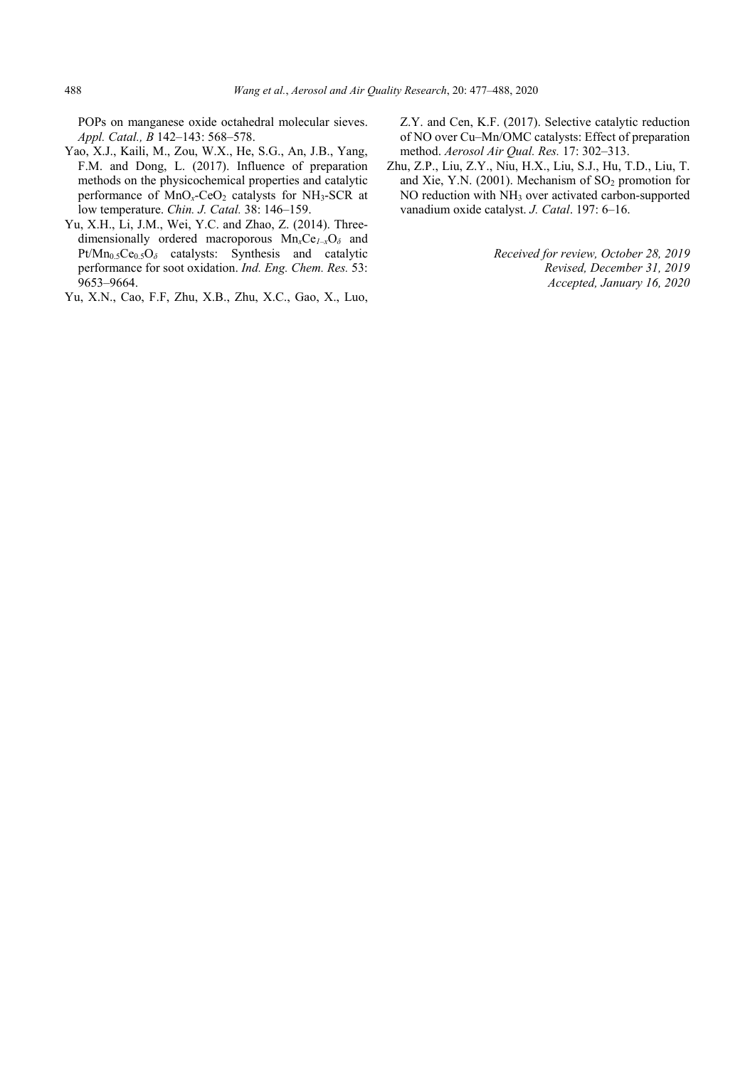POPs on manganese oxide octahedral molecular sieves. *Appl. Catal., B* 142–143: 568–578.

Yao, X.J., Kaili, M., Zou, W.X., He, S.G., An, J.B., Yang, F.M. and Dong, L. (2017). Influence of preparation methods on the physicochemical properties and catalytic performance of $MnO_x$-$CeO_2$ catalysts for $NH_3$-SCR at low temperature. *Chin. J. Catal.* 38: 146–159.

Yu, X.H., Li, J.M., Wei, Y.C. and Zhao, Z. (2014). Three-dimensionally ordered macroporous $Mn_xCe_{1-x}O_\delta$ and $Pt/Mn_{0.5}Ce_{0.5}O_\delta$ catalysts: Synthesis and catalytic performance for soot oxidation. *Ind. Eng. Chem. Res.* 53: 9653–9664.

Yu, X.N., Cao, F.F, Zhu, X.B., Zhu, X.C., Gao, X., Luo, Z.Y. and Cen, K.F. (2017). Selective catalytic reduction of NO over Cu–Mn/OMC catalysts: Effect of preparation method. *Aerosol Air Qual. Res.* 17: 302–313.

Zhu, Z.P., Liu, Z.Y., Niu, H.X., Liu, S.J., Hu, T.D., Liu, T. and Xie, Y.N. (2001). Mechanism of $SO_2$ promotion for NO reduction with $NH_3$ over activated carbon-supported vanadium oxide catalyst. *J. Catal*. 197: 6–16.

*Received for review, October 28, 2019*
*Revised, December 31, 2019*
*Accepted, January 16, 2020*